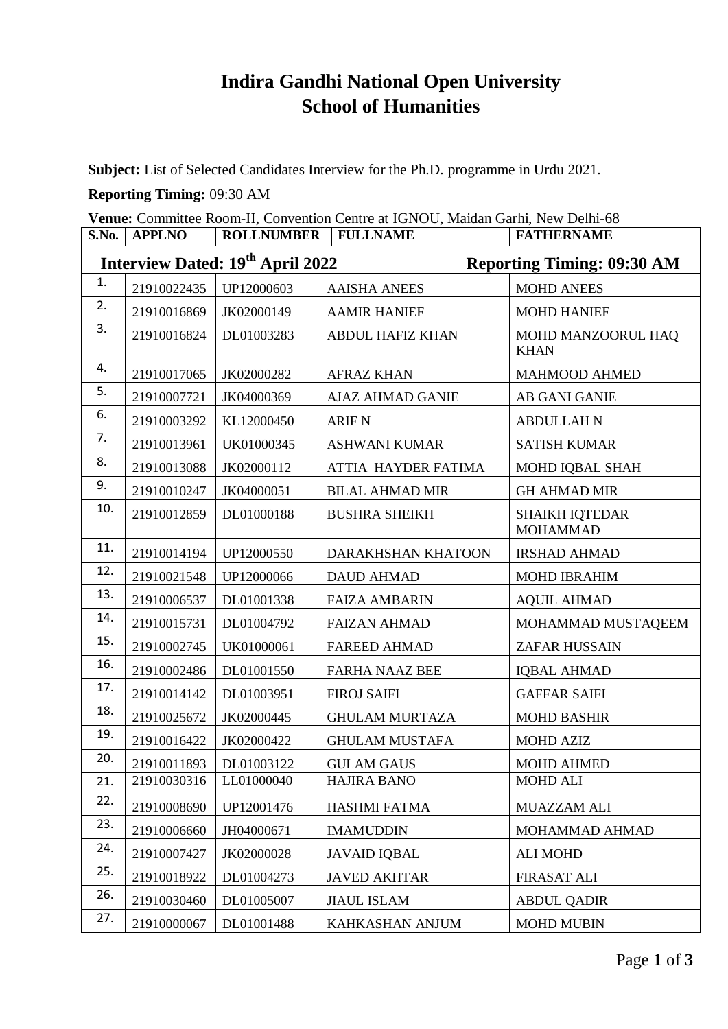# Indira Gandhi National Open University
## School of Humanities

**Subject:** List of Selected Candidates Interview for the Ph.D. programme in Urdu 2021.

**Reporting Timing:** 09:30 AM

**Venue:** Committee Room-II, Convention Centre at IGNOU, Maidan Garhi, New Delhi-68

| S.No. | APPLNO | ROLLNUMBER | FULLNAME | FATHERNAME |
|---|---|---|---|---|
| **Interview Dated: 19th April 2022** | | | **Reporting Timing: 09:30 AM** | |
| 1. | 21910022435 | UP12000603 | AAISHA ANEES | MOHD ANEES |
| 2. | 21910016869 | JK02000149 | AAMIR HANIEF | MOHD HANIEF |
| 3. | 21910016824 | DL01003283 | ABDUL HAFIZ KHAN | MOHD MANZOORUL HAQ KHAN |
| 4. | 21910017065 | JK02000282 | AFRAZ KHAN | MAHMOOD AHMED |
| 5. | 21910007721 | JK04000369 | AJAZ AHMAD GANIE | AB GANI GANIE |
| 6. | 21910003292 | KL12000450 | ARIF N | ABDULLAH N |
| 7. | 21910013961 | UK01000345 | ASHWANI KUMAR | SATISH KUMAR |
| 8. | 21910013088 | JK02000112 | ATTIA HAYDER FATIMA | MOHD IQBAL SHAH |
| 9. | 21910010247 | JK04000051 | BILAL AHMAD MIR | GH AHMAD MIR |
| 10. | 21910012859 | DL01000188 | BUSHRA SHEIKH | SHAIKH IQTEDAR MOHAMMAD |
| 11. | 21910014194 | UP12000550 | DARAKHSHAN KHATOON | IRSHAD AHMAD |
| 12. | 21910021548 | UP12000066 | DAUD AHMAD | MOHD IBRAHIM |
| 13. | 21910006537 | DL01001338 | FAIZA AMBARIN | AQUIL AHMAD |
| 14. | 21910015731 | DL01004792 | FAIZAN AHMAD | MOHAMMAD MUSTAQEEM |
| 15. | 21910002745 | UK01000061 | FAREED AHMAD | ZAFAR HUSSAIN |
| 16. | 21910002486 | DL01001550 | FARHA NAAZ BEE | IQBAL AHMAD |
| 17. | 21910014142 | DL01003951 | FIROJ SAIFI | GAFFAR SAIFI |
| 18. | 21910025672 | JK02000445 | GHULAM MURTAZA | MOHD BASHIR |
| 19. | 21910016422 | JK02000422 | GHULAM MUSTAFA | MOHD AZIZ |
| 20. | 21910011893 | DL01003122 | GULAM GAUS | MOHD AHMED |
| 21. | 21910030316 | LL01000040 | HAJIRA BANO | MOHD ALI |
| 22. | 21910008690 | UP12001476 | HASHMI FATMA | MUAZZAM ALI |
| 23. | 21910006660 | JH04000671 | IMAMUDDIN | MOHAMMAD AHMAD |
| 24. | 21910007427 | JK02000028 | JAVAID IQBAL | ALI MOHD |
| 25. | 21910018922 | DL01004273 | JAVED AKHTAR | FIRASAT ALI |
| 26. | 21910030460 | DL01005007 | JIAUL ISLAM | ABDUL QADIR |
| 27. | 21910000067 | DL01001488 | KAHKASHAN ANJUM | MOHD MUBIN |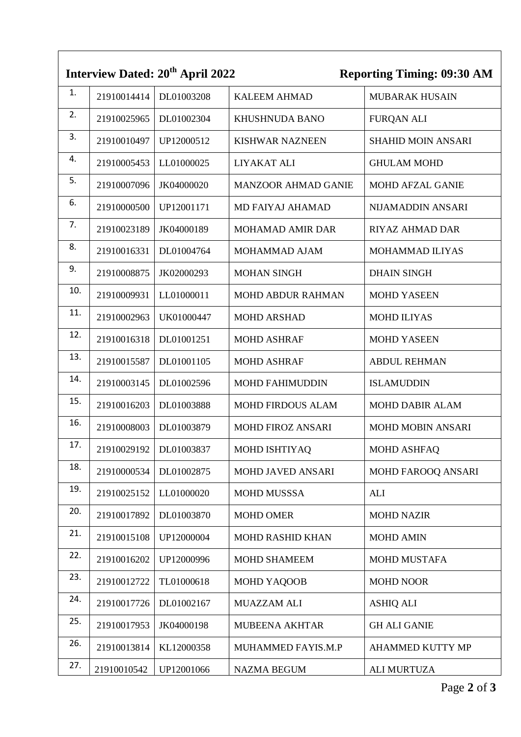**Interview Dated: 20th April 2022** **Reporting Timing: 09:30 AM**

| | | | | |
|---|---|---|---|---|
| 1. | 21910014414 | DL01003208 | KALEEM AHMAD | MUBARAK HUSAIN |
| 2. | 21910025965 | DL01002304 | KHUSHNUDA BANO | FURQAN ALI |
| 3. | 21910010497 | UP12000512 | KISHWAR NAZNEEN | SHAHID MOIN ANSARI |
| 4. | 21910005453 | LL01000025 | LIYAKAT ALI | GHULAM MOHD |
| 5. | 21910007096 | JK04000020 | MANZOOR AHMAD GANIE | MOHD AFZAL GANIE |
| 6. | 21910000500 | UP12001171 | MD FAIYAJ AHAMAD | NIJAMADDIN ANSARI |
| 7. | 21910023189 | JK04000189 | MOHAMAD AMIR DAR | RIYAZ AHMAD DAR |
| 8. | 21910016331 | DL01004764 | MOHAMMAD AJAM | MOHAMMAD ILIYAS |
| 9. | 21910008875 | JK02000293 | MOHAN SINGH | DHAIN SINGH |
| 10. | 21910009931 | LL01000011 | MOHD ABDUR RAHMAN | MOHD YASEEN |
| 11. | 21910002963 | UK01000447 | MOHD ARSHAD | MOHD ILIYAS |
| 12. | 21910016318 | DL01001251 | MOHD ASHRAF | MOHD YASEEN |
| 13. | 21910015587 | DL01001105 | MOHD ASHRAF | ABDUL REHMAN |
| 14. | 21910003145 | DL01002596 | MOHD FAHIMUDDIN | ISLAMUDDIN |
| 15. | 21910016203 | DL01003888 | MOHD FIRDOUS ALAM | MOHD DABIR ALAM |
| 16. | 21910008003 | DL01003879 | MOHD FIROZ ANSARI | MOHD MOBIN ANSARI |
| 17. | 21910029192 | DL01003837 | MOHD ISHTIYAQ | MOHD ASHFAQ |
| 18. | 21910000534 | DL01002875 | MOHD JAVED ANSARI | MOHD FAROOQ ANSARI |
| 19. | 21910025152 | LL01000020 | MOHD MUSSSA | ALI |
| 20. | 21910017892 | DL01003870 | MOHD OMER | MOHD NAZIR |
| 21. | 21910015108 | UP12000004 | MOHD RASHID KHAN | MOHD AMIN |
| 22. | 21910016202 | UP12000996 | MOHD SHAMEEM | MOHD MUSTAFA |
| 23. | 21910012722 | TL01000618 | MOHD YAQOOB | MOHD NOOR |
| 24. | 21910017726 | DL01002167 | MUAZZAM ALI | ASHIQ ALI |
| 25. | 21910017953 | JK04000198 | MUBEENA AKHTAR | GH ALI GANIE |
| 26. | 21910013814 | KL12000358 | MUHAMMED FAYIS.M.P | AHAMMED KUTTY MP |
| 27. | 21910010542 | UP12001066 | NAZMA BEGUM | ALI MURTUZA |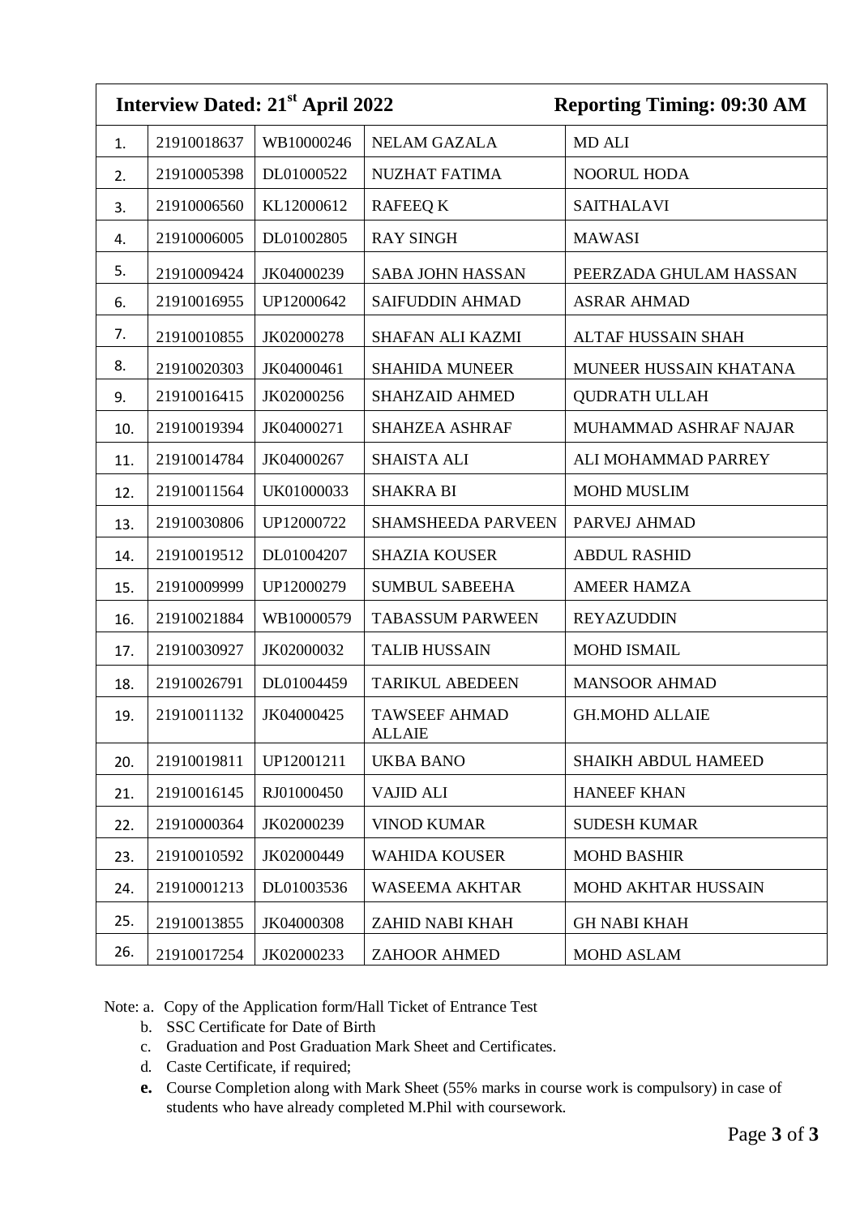| Interview Dated: 21st April 2022 | | | Reporting Timing: 09:30 AM | |
|---|---|---|---|---|
| 1. | 21910018637 | WB10000246 | NELAM GAZALA | MD ALI |
| 2. | 21910005398 | DL01000522 | NUZHAT FATIMA | NOORUL HODA |
| 3. | 21910006560 | KL12000612 | RAFEEQ K | SAITHALAVI |
| 4. | 21910006005 | DL01002805 | RAY SINGH | MAWASI |
| 5. | 21910009424 | JK04000239 | SABA JOHN HASSAN | PEERZADA GHULAM HASSAN |
| 6. | 21910016955 | UP12000642 | SAIFUDDIN AHMAD | ASRAR AHMAD |
| 7. | 21910010855 | JK02000278 | SHAFAN ALI KAZMI | ALTAF HUSSAIN SHAH |
| 8. | 21910020303 | JK04000461 | SHAHIDA MUNEER | MUNEER HUSSAIN KHATANA |
| 9. | 21910016415 | JK02000256 | SHAHZAID AHMED | QUDRATH ULLAH |
| 10. | 21910019394 | JK04000271 | SHAHZEA ASHRAF | MUHAMMAD ASHRAF NAJAR |
| 11. | 21910014784 | JK04000267 | SHAISTA ALI | ALI MOHAMMAD PARREY |
| 12. | 21910011564 | UK01000033 | SHAKRA BI | MOHD MUSLIM |
| 13. | 21910030806 | UP12000722 | SHAMSHEEDA PARVEEN | PARVEJ AHMAD |
| 14. | 21910019512 | DL01004207 | SHAZIA KOUSER | ABDUL RASHID |
| 15. | 21910009999 | UP12000279 | SUMBUL SABEEHA | AMEER HAMZA |
| 16. | 21910021884 | WB10000579 | TABASSUM PARWEEN | REYAZUDDIN |
| 17. | 21910030927 | JK02000032 | TALIB HUSSAIN | MOHD ISMAIL |
| 18. | 21910026791 | DL01004459 | TARIKUL ABEDEEN | MANSOOR AHMAD |
| 19. | 21910011132 | JK04000425 | TAWSEEF AHMAD ALLAIE | GH.MOHD ALLAIE |
| 20. | 21910019811 | UP12001211 | UKBA BANO | SHAIKH ABDUL HAMEED |
| 21. | 21910016145 | RJ01000450 | VAJID ALI | HANEEF KHAN |
| 22. | 21910000364 | JK02000239 | VINOD KUMAR | SUDESH KUMAR |
| 23. | 21910010592 | JK02000449 | WAHIDA KOUSER | MOHD BASHIR |
| 24. | 21910001213 | DL01003536 | WASEEMA AKHTAR | MOHD AKHTAR HUSSAIN |
| 25. | 21910013855 | JK04000308 | ZAHID NABI KHAH | GH NABI KHAH |
| 26. | 21910017254 | JK02000233 | ZAHOOR AHMED | MOHD ASLAM |

Note: a. Copy of the Application form/Hall Ticket of Entrance Test

b. SSC Certificate for Date of Birth

c. Graduation and Post Graduation Mark Sheet and Certificates.

d. Caste Certificate, if required;

**e.** Course Completion along with Mark Sheet (55% marks in course work is compulsory) in case of students who have already completed M.Phil with coursework.